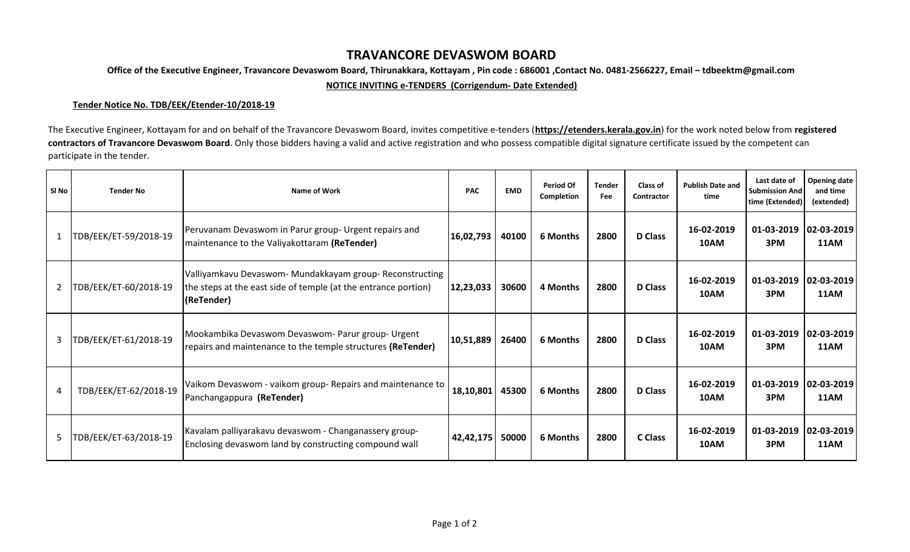# TRAVANCORE DEVASWOM BOARD

**Office of the Executive Engineer, Travancore Devaswom Board, Thirunakkara, Kottayam , Pin code : 686001 ,Contact No. 0481-2566227, Email – tdbeektm@gmail.com**

**NOTICE INVITING e-TENDERS (Corrigendum- Date Extended)**

**Tender Notice No. TDB/EEK/Etender-10/2018-19**

The Executive Engineer, Kottayam for and on behalf of the Travancore Devaswom Board, invites competitive e-tenders (**https://etenders.kerala.gov.in**) for the work noted below from **registered contractors of Travancore Devaswom Board**. Only those bidders having a valid and active registration and who possess compatible digital signature certificate issued by the competent can participate in the tender.

| Sl No | Tender No | Name of Work | PAC | EMD | Period Of Completion | Tender Fee | Class of Contractor | Publish Date and time | Last date of Submission And time (Extended) | Opening date and time (extended) |
|---|---|---|---|---|---|---|---|---|---|---|
| 1 | TDB/EEK/ET-59/2018-19 | Peruvanam Devaswom in Parur group- Urgent repairs and maintenance to the Valiyakottaram **(ReTender)** | **16,02,793** | **40100** | **6 Months** | **2800** | **D Class** | **16-02-2019 10AM** | **01-03-2019 3PM** | **02-03-2019 11AM** |
| 2 | TDB/EEK/ET-60/2018-19 | Valliyamkavu Devaswom- Mundakkayam group- Reconstructing the steps at the east side of temple (at the entrance portion) **(ReTender)** | **12,23,033** | **30600** | **4 Months** | **2800** | **D Class** | **16-02-2019 10AM** | **01-03-2019 3PM** | **02-03-2019 11AM** |
| 3 | TDB/EEK/ET-61/2018-19 | Mookambika Devaswom Devaswom- Parur group- Urgent repairs and maintenance to the temple structures **(ReTender)** | **10,51,889** | **26400** | **6 Months** | **2800** | **D Class** | **16-02-2019 10AM** | **01-03-2019 3PM** | **02-03-2019 11AM** |
| 4 | TDB/EEK/ET-62/2018-19 | Vaikom Devaswom - vaikom group- Repairs and maintenance to Panchangappura **(ReTender)** | **18,10,801** | **45300** | **6 Months** | **2800** | **D Class** | **16-02-2019 10AM** | **01-03-2019 3PM** | **02-03-2019 11AM** |
| 5 | TDB/EEK/ET-63/2018-19 | Kavalam palliyarakavu devaswom - Changanassery group- Enclosing devaswom land by constructing compound wall | **42,42,175** | **50000** | **6 Months** | **2800** | **C Class** | **16-02-2019 10AM** | **01-03-2019 3PM** | **02-03-2019 11AM** |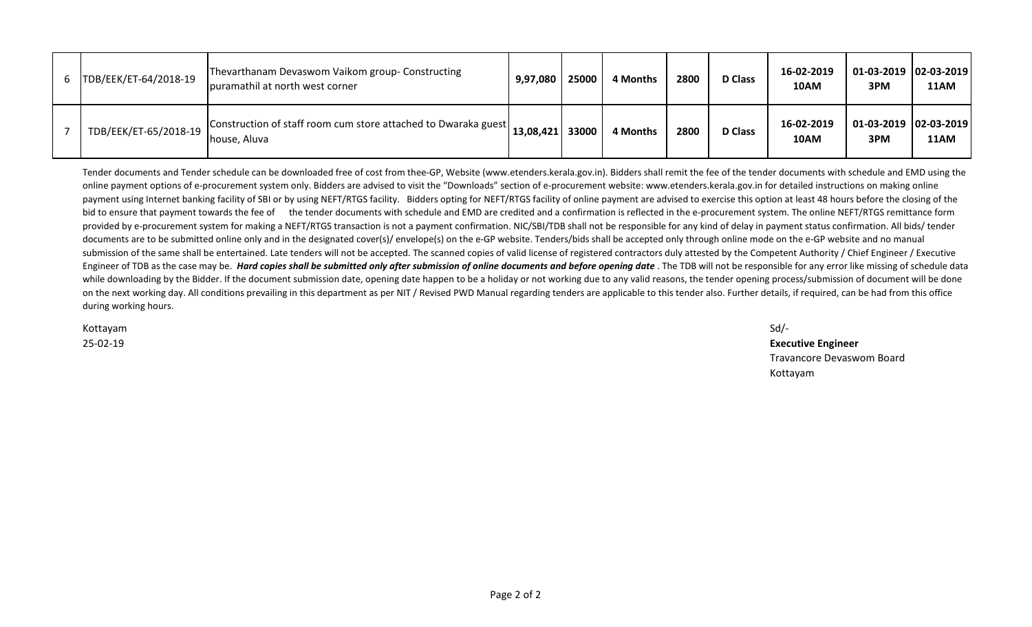| | | | | | | | | | | |
|---|---|---|---|---|---|---|---|---|---|---|
| 6 | TDB/EEK/ET-64/2018-19 | Thevarthanam Devaswom Vaikom group- Constructing puramathil at north west corner | 9,97,080 | 25000 | 4 Months | 2800 | D Class | 16-02-2019 10AM | 01-03-2019 3PM | 02-03-2019 11AM |
| 7 | TDB/EEK/ET-65/2018-19 | Construction of staff room cum store attached to Dwaraka guest house, Aluva | 13,08,421 | 33000 | 4 Months | 2800 | D Class | 16-02-2019 10AM | 01-03-2019 3PM | 02-03-2019 11AM |

Tender documents and Tender schedule can be downloaded free of cost from thee-GP, Website (www.etenders.kerala.gov.in). Bidders shall remit the fee of the tender documents with schedule and EMD using the online payment options of e-procurement system only. Bidders are advised to visit the "Downloads" section of e-procurement website: www.etenders.kerala.gov.in for detailed instructions on making online payment using Internet banking facility of SBI or by using NEFT/RTGS facility. Bidders opting for NEFT/RTGS facility of online payment are advised to exercise this option at least 48 hours before the closing of the bid to ensure that payment towards the fee of the tender documents with schedule and EMD are credited and a confirmation is reflected in the e-procurement system. The online NEFT/RTGS remittance form provided by e-procurement system for making a NEFT/RTGS transaction is not a payment confirmation. NIC/SBI/TDB shall not be responsible for any kind of delay in payment status confirmation. All bids/ tender documents are to be submitted online only and in the designated cover(s)/ envelope(s) on the e-GP website. Tenders/bids shall be accepted only through online mode on the e-GP website and no manual submission of the same shall be entertained. Late tenders will not be accepted. The scanned copies of valid license of registered contractors duly attested by the Competent Authority / Chief Engineer / Executive Engineer of TDB as the case may be. ***Hard copies shall be submitted only after submission of online documents and before opening date*** . The TDB will not be responsible for any error like missing of schedule data while downloading by the Bidder. If the document submission date, opening date happen to be a holiday or not working due to any valid reasons, the tender opening process/submission of document will be done on the next working day. All conditions prevailing in this department as per NIT / Revised PWD Manual regarding tenders are applicable to this tender also. Further details, if required, can be had from this office during working hours.

Kottayam
25-02-19

Sd/-
**Executive Engineer**
Travancore Devaswom Board
Kottayam